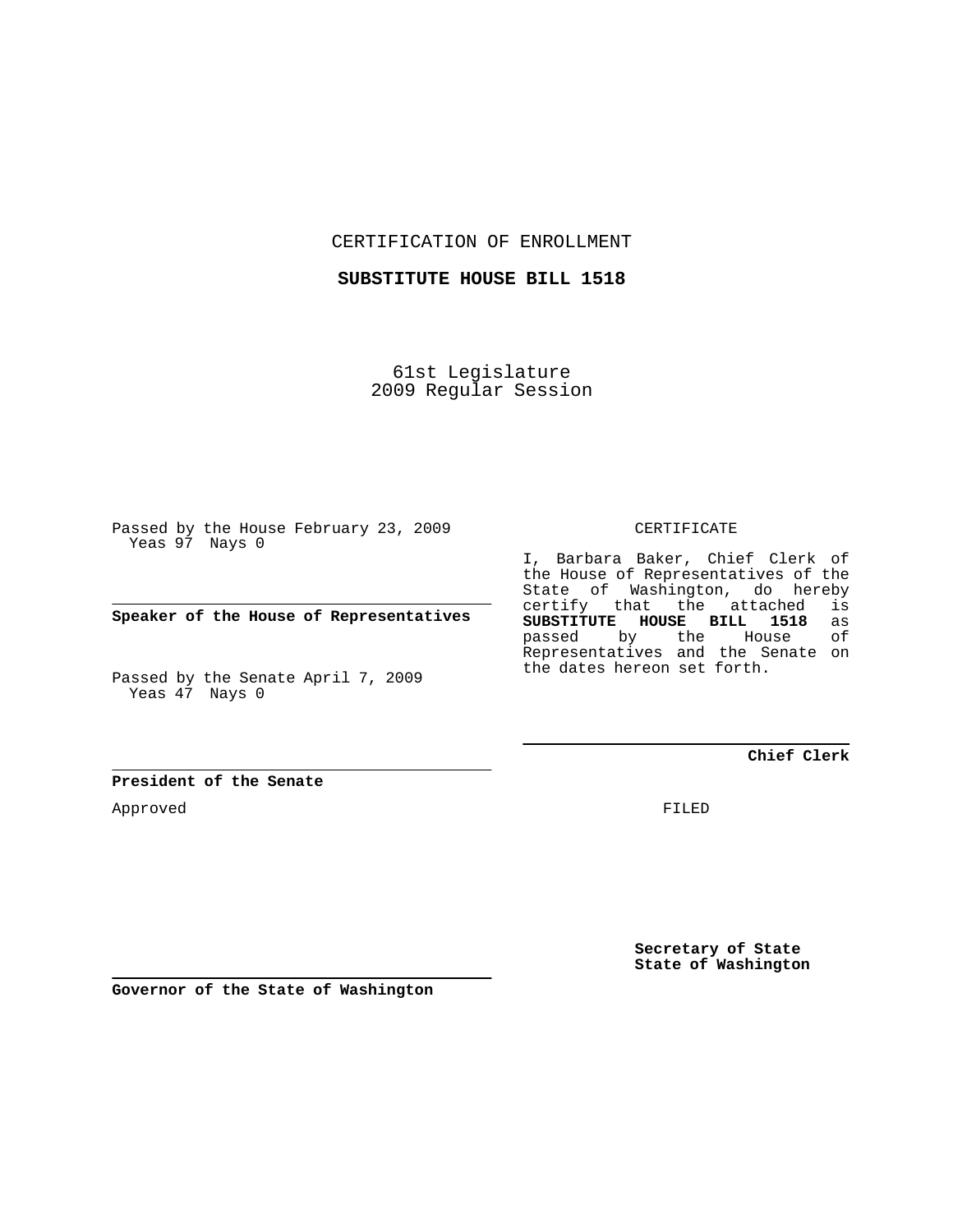CERTIFICATION OF ENROLLMENT

**SUBSTITUTE HOUSE BILL 1518**

61st Legislature
2009 Regular Session

Passed by the House February 23, 2009
Yeas 97 Nays 0

**Speaker of the House of Representatives**

Passed by the Senate April 7, 2009
Yeas 47 Nays 0

**President of the Senate**

Approved

**Governor of the State of Washington**

CERTIFICATE

I, Barbara Baker, Chief Clerk of the House of Representatives of the State of Washington, do hereby certify that the attached is **SUBSTITUTE HOUSE BILL 1518** as passed by the House of Representatives and the Senate on the dates hereon set forth.

**Chief Clerk**

FILED

**Secretary of State**
**State of Washington**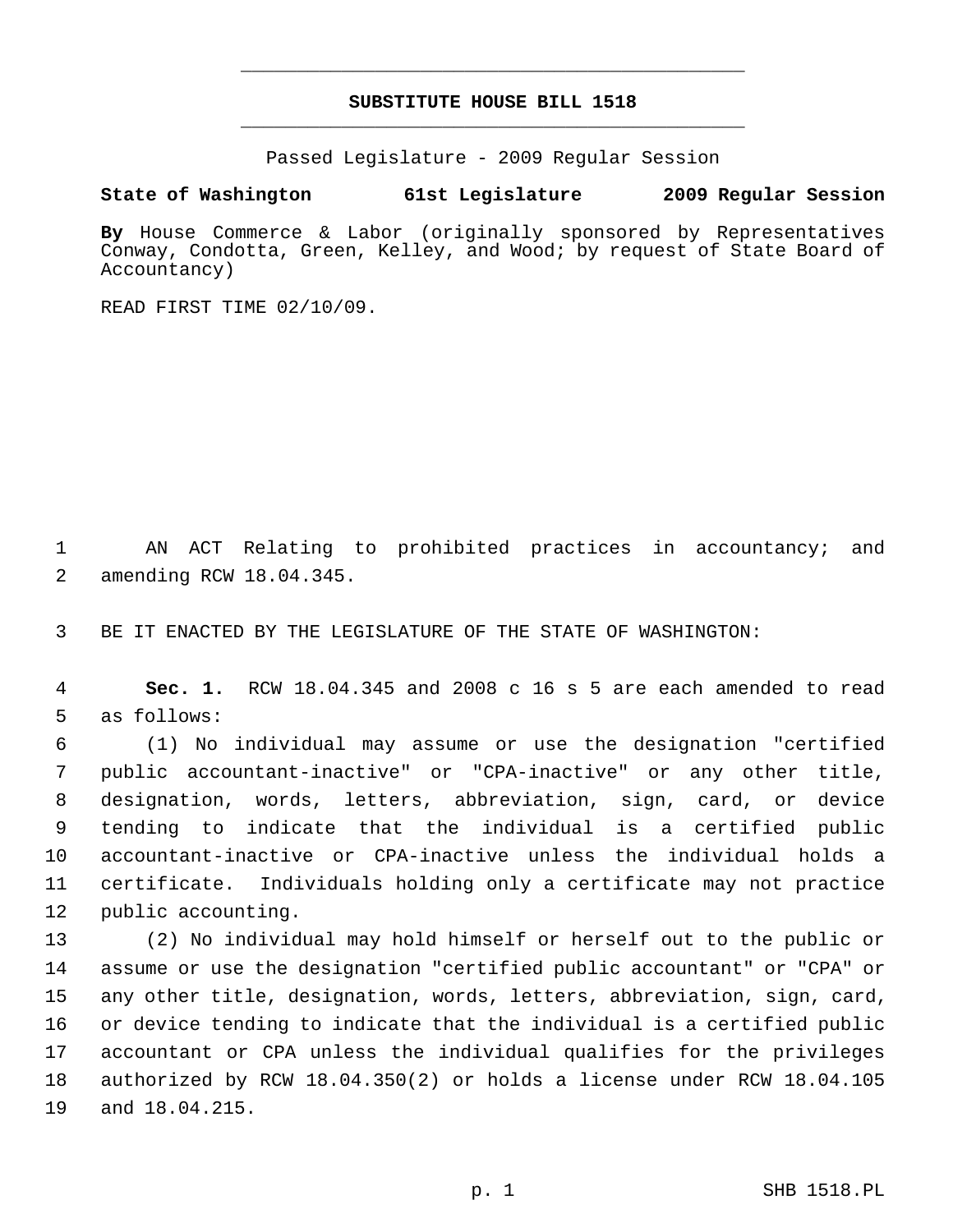# SUBSTITUTE HOUSE BILL 1518

Passed Legislature - 2009 Regular Session

**State of Washington 61st Legislature 2009 Regular Session**

**By** House Commerce & Labor (originally sponsored by Representatives Conway, Condotta, Green, Kelley, and Wood; by request of State Board of Accountancy)

READ FIRST TIME 02/10/09.

AN ACT Relating to prohibited practices in accountancy; and amending RCW 18.04.345.

BE IT ENACTED BY THE LEGISLATURE OF THE STATE OF WASHINGTON:

**Sec. 1.** RCW 18.04.345 and 2008 c 16 s 5 are each amended to read as follows:

(1) No individual may assume or use the designation "certified public accountant-inactive" or "CPA-inactive" or any other title, designation, words, letters, abbreviation, sign, card, or device tending to indicate that the individual is a certified public accountant-inactive or CPA-inactive unless the individual holds a certificate. Individuals holding only a certificate may not practice public accounting.

(2) No individual may hold himself or herself out to the public or assume or use the designation "certified public accountant" or "CPA" or any other title, designation, words, letters, abbreviation, sign, card, or device tending to indicate that the individual is a certified public accountant or CPA unless the individual qualifies for the privileges authorized by RCW 18.04.350(2) or holds a license under RCW 18.04.105 and 18.04.215.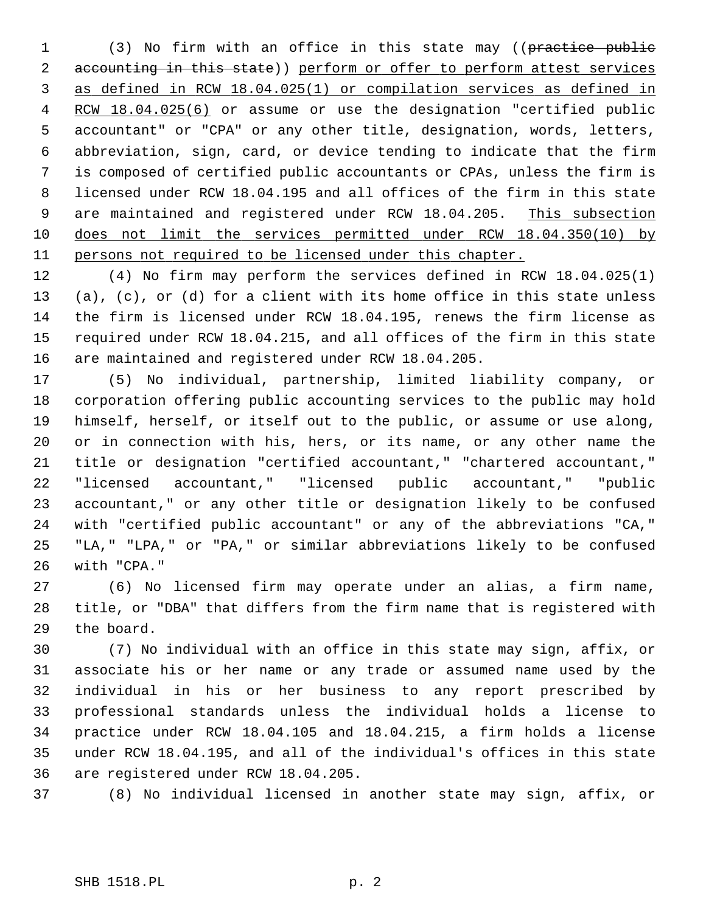(3) No firm with an office in this state may ((~~practice public accounting in this state~~)) <u>perform or offer to perform attest services as defined in RCW 18.04.025(1) or compilation services as defined in RCW 18.04.025(6)</u> or assume or use the designation "certified public accountant" or "CPA" or any other title, designation, words, letters, abbreviation, sign, card, or device tending to indicate that the firm is composed of certified public accountants or CPAs, unless the firm is licensed under RCW 18.04.195 and all offices of the firm in this state are maintained and registered under RCW 18.04.205. <u>This subsection does not limit the services permitted under RCW 18.04.350(10) by persons not required to be licensed under this chapter.</u>

(4) No firm may perform the services defined in RCW 18.04.025(1) (a), (c), or (d) for a client with its home office in this state unless the firm is licensed under RCW 18.04.195, renews the firm license as required under RCW 18.04.215, and all offices of the firm in this state are maintained and registered under RCW 18.04.205.

(5) No individual, partnership, limited liability company, or corporation offering public accounting services to the public may hold himself, herself, or itself out to the public, or assume or use along, or in connection with his, hers, or its name, or any other name the title or designation "certified accountant," "chartered accountant," "licensed accountant," "licensed public accountant," "public accountant," or any other title or designation likely to be confused with "certified public accountant" or any of the abbreviations "CA," "LA," "LPA," or "PA," or similar abbreviations likely to be confused with "CPA."

(6) No licensed firm may operate under an alias, a firm name, title, or "DBA" that differs from the firm name that is registered with the board.

(7) No individual with an office in this state may sign, affix, or associate his or her name or any trade or assumed name used by the individual in his or her business to any report prescribed by professional standards unless the individual holds a license to practice under RCW 18.04.105 and 18.04.215, a firm holds a license under RCW 18.04.195, and all of the individual's offices in this state are registered under RCW 18.04.205.

(8) No individual licensed in another state may sign, affix, or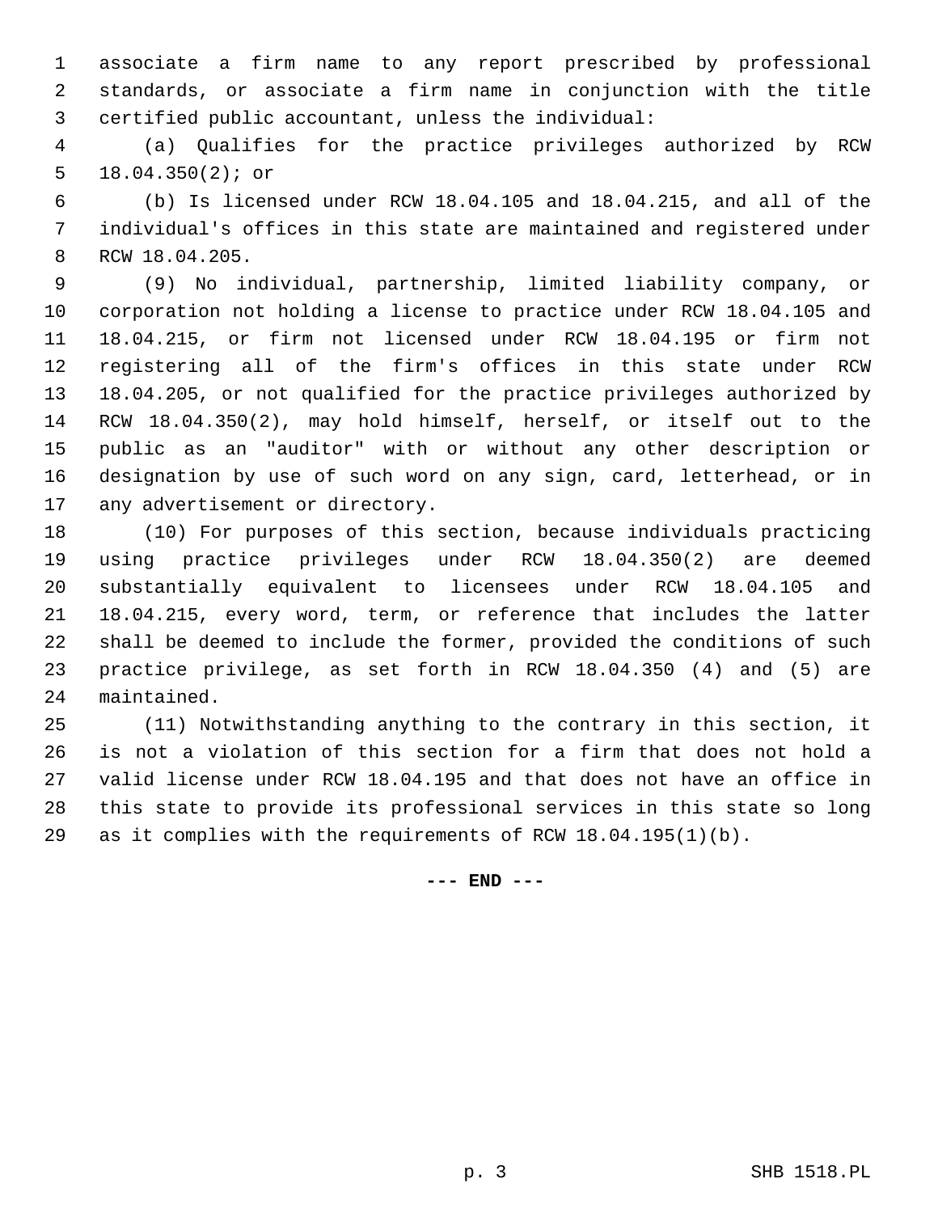associate a firm name to any report prescribed by professional standards, or associate a firm name in conjunction with the title certified public accountant, unless the individual:

(a) Qualifies for the practice privileges authorized by RCW 18.04.350(2); or

(b) Is licensed under RCW 18.04.105 and 18.04.215, and all of the individual's offices in this state are maintained and registered under RCW 18.04.205.

(9) No individual, partnership, limited liability company, or corporation not holding a license to practice under RCW 18.04.105 and 18.04.215, or firm not licensed under RCW 18.04.195 or firm not registering all of the firm's offices in this state under RCW 18.04.205, or not qualified for the practice privileges authorized by RCW 18.04.350(2), may hold himself, herself, or itself out to the public as an "auditor" with or without any other description or designation by use of such word on any sign, card, letterhead, or in any advertisement or directory.

(10) For purposes of this section, because individuals practicing using practice privileges under RCW 18.04.350(2) are deemed substantially equivalent to licensees under RCW 18.04.105 and 18.04.215, every word, term, or reference that includes the latter shall be deemed to include the former, provided the conditions of such practice privilege, as set forth in RCW 18.04.350 (4) and (5) are maintained.

(11) Notwithstanding anything to the contrary in this section, it is not a violation of this section for a firm that does not hold a valid license under RCW 18.04.195 and that does not have an office in this state to provide its professional services in this state so long as it complies with the requirements of RCW 18.04.195(1)(b).

**--- END ---**